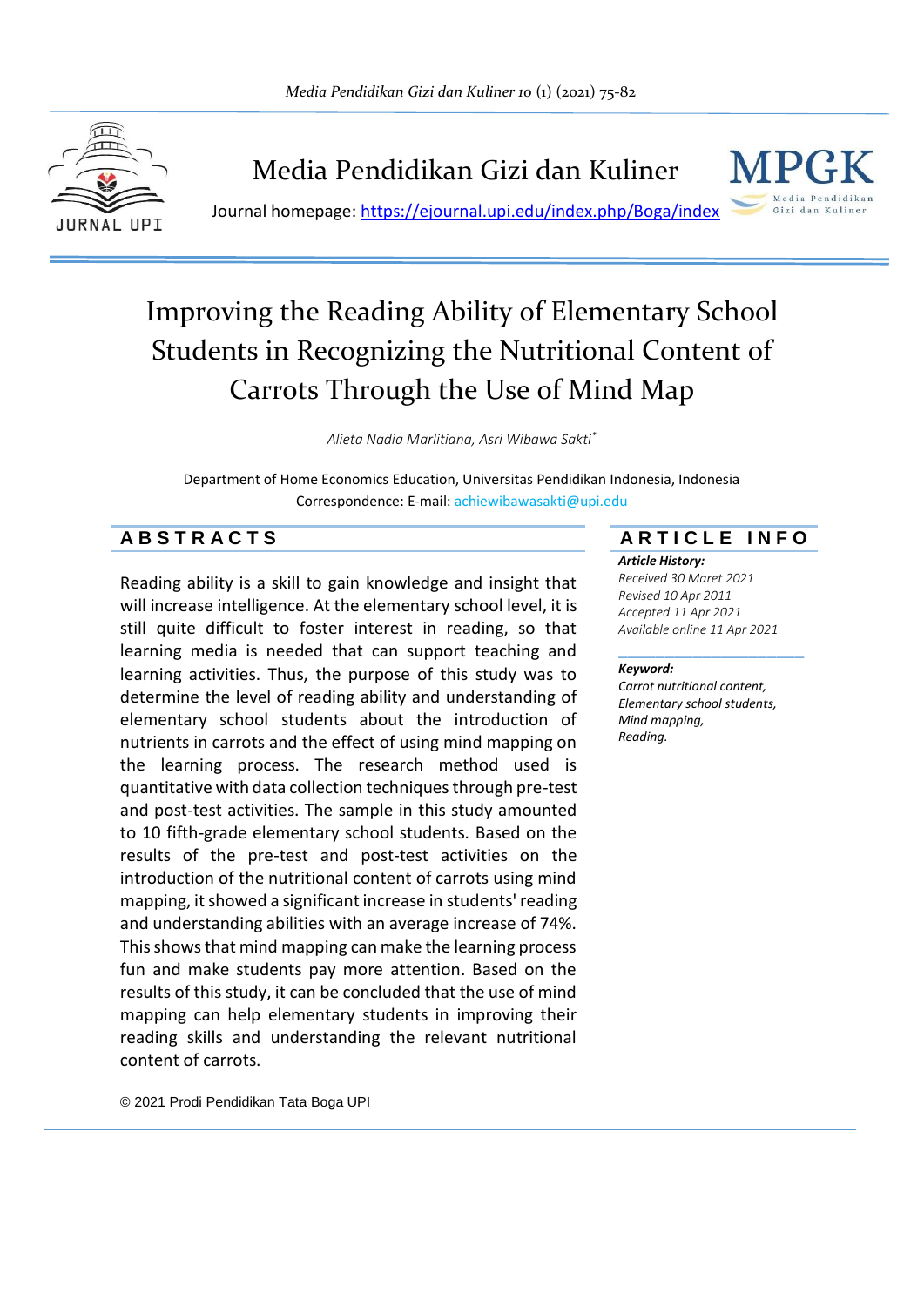# Media Pendidikan Gizi dan Kuliner

Journal homepage: https://ejournal.upi.edu/index.php/Boga/index

# Improving the Reading Ability of Elementary School Students in Recognizing the Nutritional Content of Carrots Through the Use of Mind Map

*Alieta Nadia Marlitiana, Asri Wibawa Sakti\**

Department of Home Economics Education, Universitas Pendidikan Indonesia, Indonesia
Correspondence: E-mail: achiewibawasakti@upi.edu

## ABSTRACTS

Reading ability is a skill to gain knowledge and insight that will increase intelligence. At the elementary school level, it is still quite difficult to foster interest in reading, so that learning media is needed that can support teaching and learning activities. Thus, the purpose of this study was to determine the level of reading ability and understanding of elementary school students about the introduction of nutrients in carrots and the effect of using mind mapping on the learning process. The research method used is quantitative with data collection techniques through pre-test and post-test activities. The sample in this study amounted to 10 fifth-grade elementary school students. Based on the results of the pre-test and post-test activities on the introduction of the nutritional content of carrots using mind mapping, it showed a significant increase in students' reading and understanding abilities with an average increase of 74%. This shows that mind mapping can make the learning process fun and make students pay more attention. Based on the results of this study, it can be concluded that the use of mind mapping can help elementary students in improving their reading skills and understanding the relevant nutritional content of carrots.

© 2021 Prodi Pendidikan Tata Boga UPI

## ARTICLE INFO

***Article History:***
*Received 30 Maret 2021*
*Revised 10 Apr 2011*
*Accepted 11 Apr 2021*
*Available online 11 Apr 2021*

***Keyword:***
*Carrot nutritional content,*
*Elementary school students,*
*Mind mapping,*
*Reading.*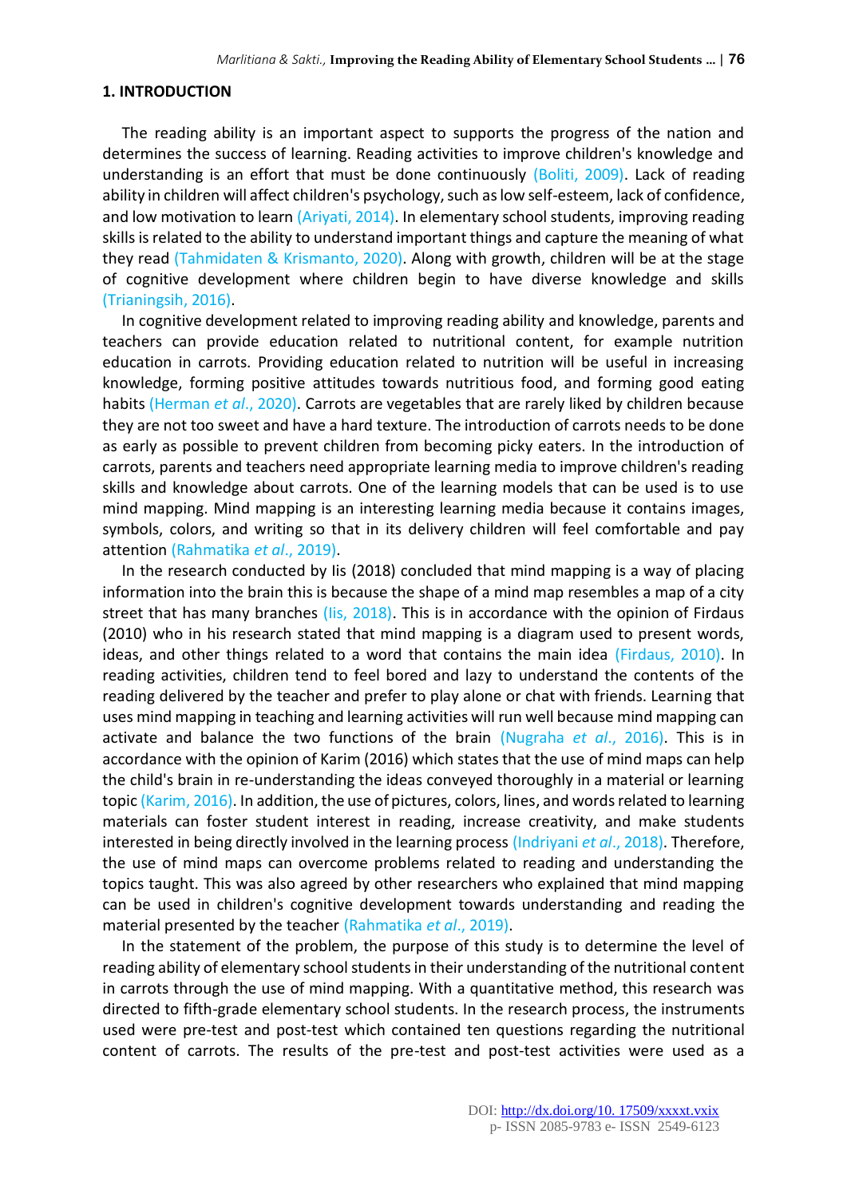## 1. INTRODUCTION

The reading ability is an important aspect to supports the progress of the nation and determines the success of learning. Reading activities to improve children's knowledge and understanding is an effort that must be done continuously (Boliti, 2009). Lack of reading ability in children will affect children's psychology, such as low self-esteem, lack of confidence, and low motivation to learn (Ariyati, 2014). In elementary school students, improving reading skills is related to the ability to understand important things and capture the meaning of what they read (Tahmidaten & Krismanto, 2020). Along with growth, children will be at the stage of cognitive development where children begin to have diverse knowledge and skills (Trianingsih, 2016).

In cognitive development related to improving reading ability and knowledge, parents and teachers can provide education related to nutritional content, for example nutrition education in carrots. Providing education related to nutrition will be useful in increasing knowledge, forming positive attitudes towards nutritious food, and forming good eating habits (Herman *et al*., 2020). Carrots are vegetables that are rarely liked by children because they are not too sweet and have a hard texture. The introduction of carrots needs to be done as early as possible to prevent children from becoming picky eaters. In the introduction of carrots, parents and teachers need appropriate learning media to improve children's reading skills and knowledge about carrots. One of the learning models that can be used is to use mind mapping. Mind mapping is an interesting learning media because it contains images, symbols, colors, and writing so that in its delivery children will feel comfortable and pay attention (Rahmatika *et al*., 2019).

In the research conducted by Iis (2018) concluded that mind mapping is a way of placing information into the brain this is because the shape of a mind map resembles a map of a city street that has many branches (Iis, 2018). This is in accordance with the opinion of Firdaus (2010) who in his research stated that mind mapping is a diagram used to present words, ideas, and other things related to a word that contains the main idea (Firdaus, 2010). In reading activities, children tend to feel bored and lazy to understand the contents of the reading delivered by the teacher and prefer to play alone or chat with friends. Learning that uses mind mapping in teaching and learning activities will run well because mind mapping can activate and balance the two functions of the brain (Nugraha *et al*., 2016). This is in accordance with the opinion of Karim (2016) which states that the use of mind maps can help the child's brain in re-understanding the ideas conveyed thoroughly in a material or learning topic (Karim, 2016). In addition, the use of pictures, colors, lines, and words related to learning materials can foster student interest in reading, increase creativity, and make students interested in being directly involved in the learning process (Indriyani *et al*., 2018). Therefore, the use of mind maps can overcome problems related to reading and understanding the topics taught. This was also agreed by other researchers who explained that mind mapping can be used in children's cognitive development towards understanding and reading the material presented by the teacher (Rahmatika *et al*., 2019).

In the statement of the problem, the purpose of this study is to determine the level of reading ability of elementary school students in their understanding of the nutritional content in carrots through the use of mind mapping. With a quantitative method, this research was directed to fifth-grade elementary school students. In the research process, the instruments used were pre-test and post-test which contained ten questions regarding the nutritional content of carrots. The results of the pre-test and post-test activities were used as a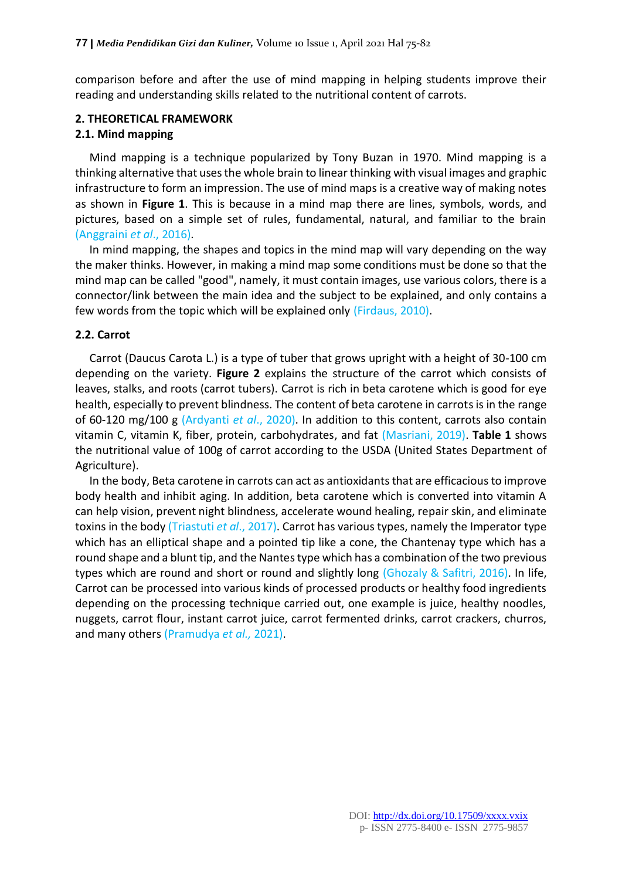comparison before and after the use of mind mapping in helping students improve their reading and understanding skills related to the nutritional content of carrots.

## 2. THEORETICAL FRAMEWORK

### 2.1. Mind mapping

Mind mapping is a technique popularized by Tony Buzan in 1970. Mind mapping is a thinking alternative that uses the whole brain to linear thinking with visual images and graphic infrastructure to form an impression. The use of mind maps is a creative way of making notes as shown in **Figure 1**. This is because in a mind map there are lines, symbols, words, and pictures, based on a simple set of rules, fundamental, natural, and familiar to the brain (Anggraini *et al*., 2016).

In mind mapping, the shapes and topics in the mind map will vary depending on the way the maker thinks. However, in making a mind map some conditions must be done so that the mind map can be called "good", namely, it must contain images, use various colors, there is a connector/link between the main idea and the subject to be explained, and only contains a few words from the topic which will be explained only (Firdaus, 2010).

### 2.2. Carrot

Carrot (Daucus Carota L.) is a type of tuber that grows upright with a height of 30-100 cm depending on the variety. **Figure 2** explains the structure of the carrot which consists of leaves, stalks, and roots (carrot tubers). Carrot is rich in beta carotene which is good for eye health, especially to prevent blindness. The content of beta carotene in carrots is in the range of 60-120 mg/100 g (Ardyanti *et al*., 2020). In addition to this content, carrots also contain vitamin C, vitamin K, fiber, protein, carbohydrates, and fat (Masriani, 2019). **Table 1** shows the nutritional value of 100g of carrot according to the USDA (United States Department of Agriculture).

In the body, Beta carotene in carrots can act as antioxidants that are efficacious to improve body health and inhibit aging. In addition, beta carotene which is converted into vitamin A can help vision, prevent night blindness, accelerate wound healing, repair skin, and eliminate toxins in the body (Triastuti *et al*., 2017). Carrot has various types, namely the Imperator type which has an elliptical shape and a pointed tip like a cone, the Chantenay type which has a round shape and a blunt tip, and the Nantes type which has a combination of the two previous types which are round and short or round and slightly long (Ghozaly & Safitri, 2016). In life, Carrot can be processed into various kinds of processed products or healthy food ingredients depending on the processing technique carried out, one example is juice, healthy noodles, nuggets, carrot flour, instant carrot juice, carrot fermented drinks, carrot crackers, churros, and many others (Pramudya *et al.,* 2021).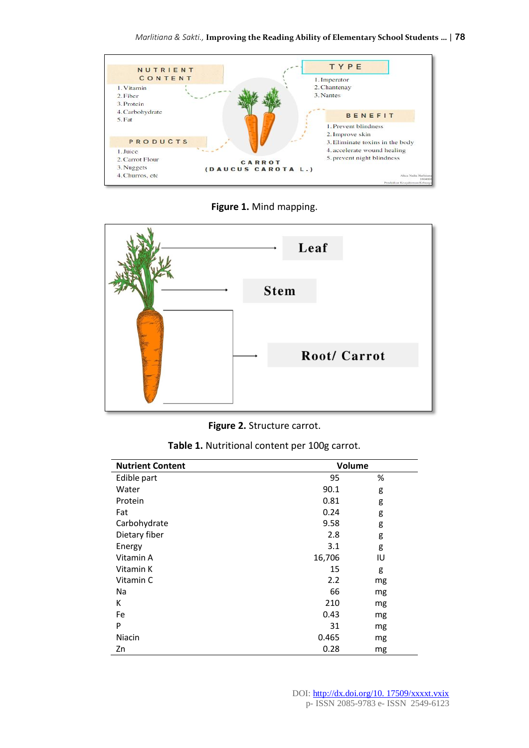Figure 1. Mind mapping.

Figure 2. Structure carrot.

**Table 1.** Nutritional content per 100g carrot.

| Nutrient Content | Volume | |
|---|---|---|
| Edible part | 95 | % |
| Water | 90.1 | g |
| Protein | 0.81 | g |
| Fat | 0.24 | g |
| Carbohydrate | 9.58 | g |
| Dietary fiber | 2.8 | g |
| Energy | 3.1 | g |
| Vitamin A | 16,706 | IU |
| Vitamin K | 15 | g |
| Vitamin C | 2.2 | mg |
| Na | 66 | mg |
| K | 210 | mg |
| Fe | 0.43 | mg |
| P | 31 | mg |
| Niacin | 0.465 | mg |
| Zn | 0.28 | mg |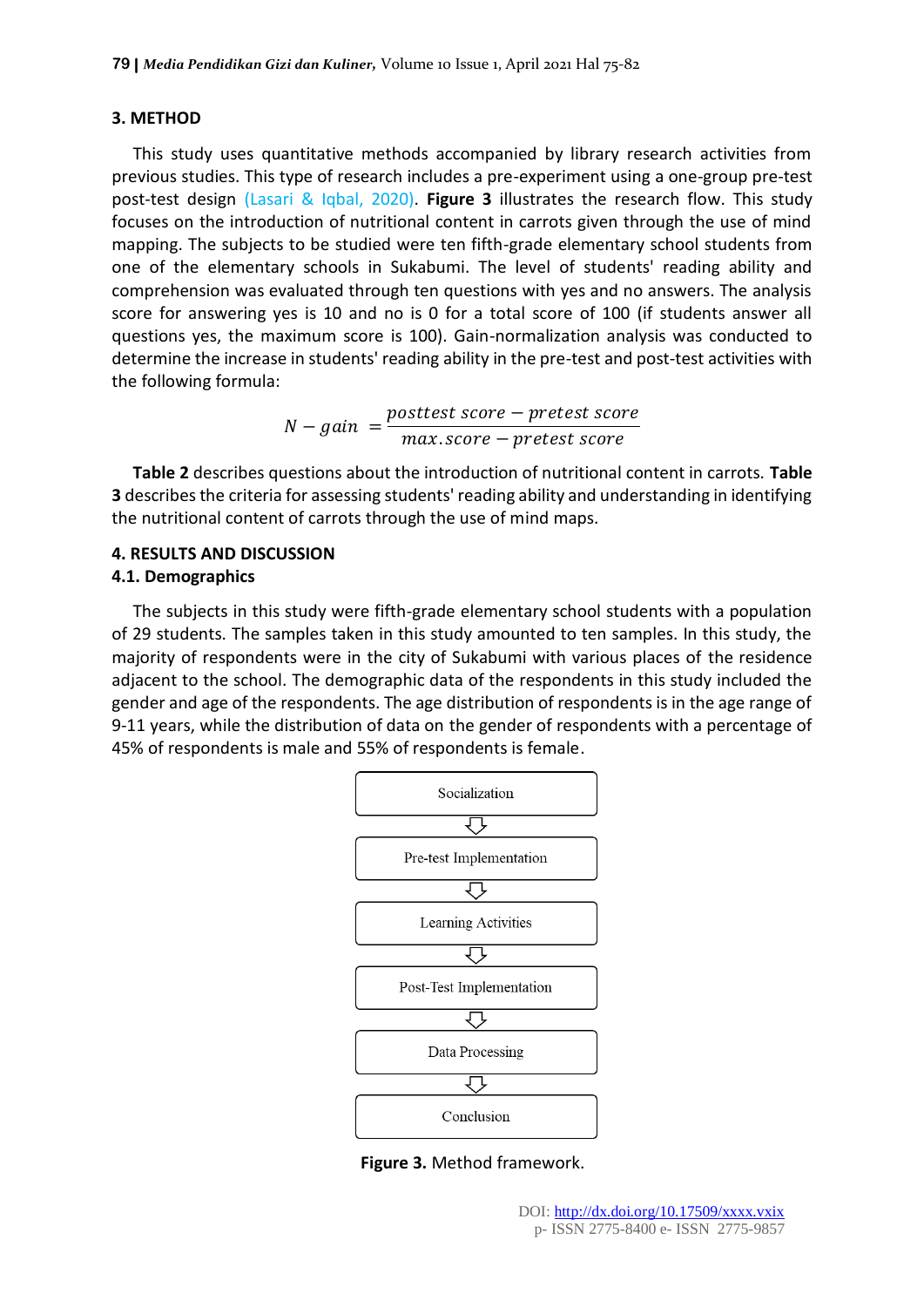## 3. METHOD

This study uses quantitative methods accompanied by library research activities from previous studies. This type of research includes a pre-experiment using a one-group pre-test post-test design (Lasari & Iqbal, 2020). **Figure 3** illustrates the research flow. This study focuses on the introduction of nutritional content in carrots given through the use of mind mapping. The subjects to be studied were ten fifth-grade elementary school students from one of the elementary schools in Sukabumi. The level of students' reading ability and comprehension was evaluated through ten questions with yes and no answers. The analysis score for answering yes is 10 and no is 0 for a total score of 100 (if students answer all questions yes, the maximum score is 100). Gain-normalization analysis was conducted to determine the increase in students' reading ability in the pre-test and post-test activities with the following formula:

$$N - gain = \frac{posttest\ score - pretest\ score}{max.score - pretest\ score}$$

**Table 2** describes questions about the introduction of nutritional content in carrots. **Table 3** describes the criteria for assessing students' reading ability and understanding in identifying the nutritional content of carrots through the use of mind maps.

## 4. RESULTS AND DISCUSSION

### 4.1. Demographics

The subjects in this study were fifth-grade elementary school students with a population of 29 students. The samples taken in this study amounted to ten samples. In this study, the majority of respondents were in the city of Sukabumi with various places of the residence adjacent to the school. The demographic data of the respondents in this study included the gender and age of the respondents. The age distribution of respondents is in the age range of 9-11 years, while the distribution of data on the gender of respondents with a percentage of 45% of respondents is male and 55% of respondents is female.

Socialization
↓
Pre-test Implementation
↓
Learning Activities
↓
Post-Test Implementation
↓
Data Processing
↓
Conclusion

**Figure 3.** Method framework.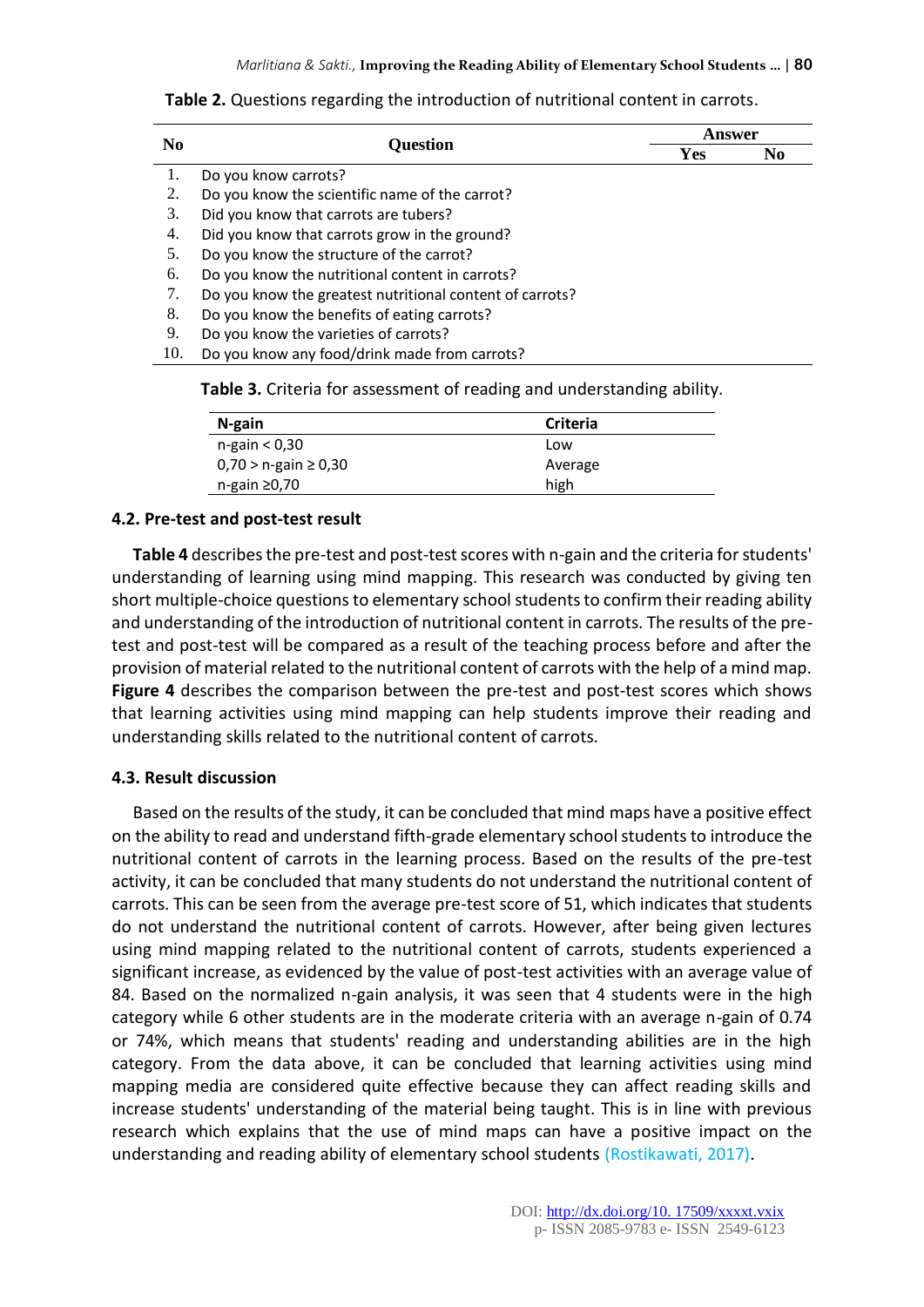**Table 2.** Questions regarding the introduction of nutritional content in carrots.

| No | Question | Answer | |
|---|---|---|---|
| | | Yes | No |
| 1. | Do you know carrots? | | |
| 2. | Do you know the scientific name of the carrot? | | |
| 3. | Did you know that carrots are tubers? | | |
| 4. | Did you know that carrots grow in the ground? | | |
| 5. | Do you know the structure of the carrot? | | |
| 6. | Do you know the nutritional content in carrots? | | |
| 7. | Do you know the greatest nutritional content of carrots? | | |
| 8. | Do you know the benefits of eating carrots? | | |
| 9. | Do you know the varieties of carrots? | | |
| 10. | Do you know any food/drink made from carrots? | | |

**Table 3.** Criteria for assessment of reading and understanding ability.

| N-gain | Criteria |
|---|---|
| n-gain < 0,30 | Low |
| 0,70 > n-gain ≥ 0,30 | Average |
| n-gain ≥0,70 | high |

### 4.2. Pre-test and post-test result

**Table 4** describes the pre-test and post-test scores with n-gain and the criteria for students' understanding of learning using mind mapping. This research was conducted by giving ten short multiple-choice questions to elementary school students to confirm their reading ability and understanding of the introduction of nutritional content in carrots. The results of the pre-test and post-test will be compared as a result of the teaching process before and after the provision of material related to the nutritional content of carrots with the help of a mind map. **Figure 4** describes the comparison between the pre-test and post-test scores which shows that learning activities using mind mapping can help students improve their reading and understanding skills related to the nutritional content of carrots.

### 4.3. Result discussion

Based on the results of the study, it can be concluded that mind maps have a positive effect on the ability to read and understand fifth-grade elementary school students to introduce the nutritional content of carrots in the learning process. Based on the results of the pre-test activity, it can be concluded that many students do not understand the nutritional content of carrots. This can be seen from the average pre-test score of 51, which indicates that students do not understand the nutritional content of carrots. However, after being given lectures using mind mapping related to the nutritional content of carrots, students experienced a significant increase, as evidenced by the value of post-test activities with an average value of 84. Based on the normalized n-gain analysis, it was seen that 4 students were in the high category while 6 other students are in the moderate criteria with an average n-gain of 0.74 or 74%, which means that students' reading and understanding abilities are in the high category. From the data above, it can be concluded that learning activities using mind mapping media are considered quite effective because they can affect reading skills and increase students' understanding of the material being taught. This is in line with previous research which explains that the use of mind maps can have a positive impact on the understanding and reading ability of elementary school students (Rostikawati, 2017).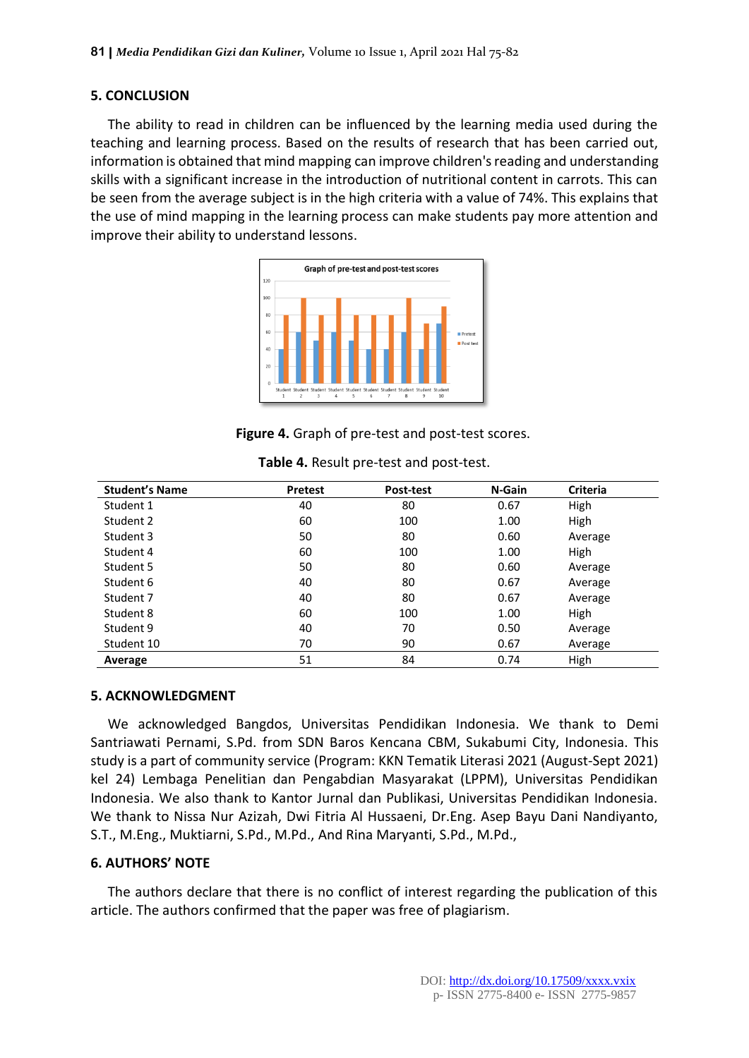## 5. CONCLUSION

The ability to read in children can be influenced by the learning media used during the teaching and learning process. Based on the results of research that has been carried out, information is obtained that mind mapping can improve children's reading and understanding skills with a significant increase in the introduction of nutritional content in carrots. This can be seen from the average subject is in the high criteria with a value of 74%. This explains that the use of mind mapping in the learning process can make students pay more attention and improve their ability to understand lessons.

**Figure 4.** Graph of pre-test and post-test scores.

**Table 4.** Result pre-test and post-test.

| Student's Name | Pretest | Post-test | N-Gain | Criteria |
|---|---|---|---|---|
| Student 1 | 40 | 80 | 0.67 | High |
| Student 2 | 60 | 100 | 1.00 | High |
| Student 3 | 50 | 80 | 0.60 | Average |
| Student 4 | 60 | 100 | 1.00 | High |
| Student 5 | 50 | 80 | 0.60 | Average |
| Student 6 | 40 | 80 | 0.67 | Average |
| Student 7 | 40 | 80 | 0.67 | Average |
| Student 8 | 60 | 100 | 1.00 | High |
| Student 9 | 40 | 70 | 0.50 | Average |
| Student 10 | 70 | 90 | 0.67 | Average |
| **Average** | 51 | 84 | 0.74 | High |

## 5. ACKNOWLEDGMENT

We acknowledged Bangdos, Universitas Pendidikan Indonesia. We thank to Demi Santriawati Pernami, S.Pd. from SDN Baros Kencana CBM, Sukabumi City, Indonesia. This study is a part of community service (Program: KKN Tematik Literasi 2021 (August-Sept 2021) kel 24) Lembaga Penelitian dan Pengabdian Masyarakat (LPPM), Universitas Pendidikan Indonesia. We also thank to Kantor Jurnal dan Publikasi, Universitas Pendidikan Indonesia. We thank to Nissa Nur Azizah, Dwi Fitria Al Hussaeni, Dr.Eng. Asep Bayu Dani Nandiyanto, S.T., M.Eng., Muktiarni, S.Pd., M.Pd., And Rina Maryanti, S.Pd., M.Pd.,

## 6. AUTHORS' NOTE

The authors declare that there is no conflict of interest regarding the publication of this article. The authors confirmed that the paper was free of plagiarism.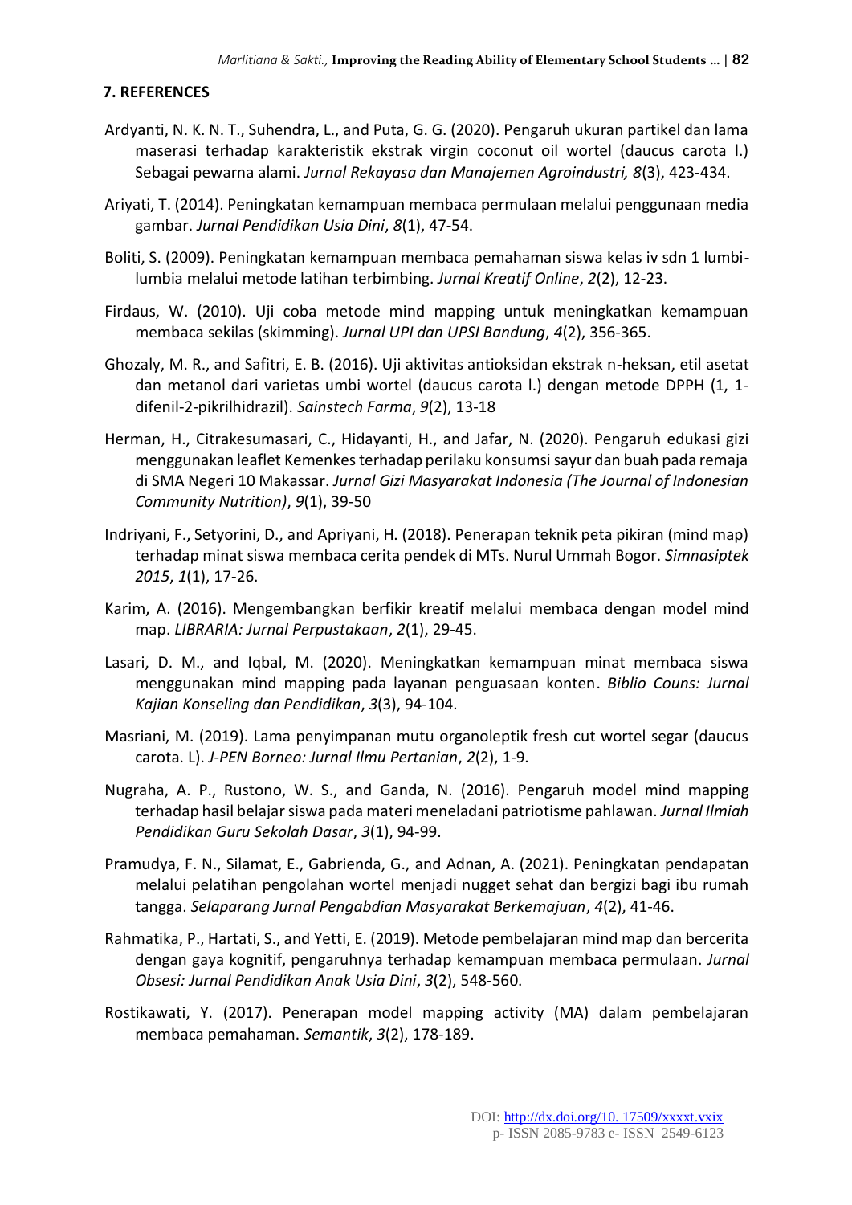## 7. REFERENCES

Ardyanti, N. K. N. T., Suhendra, L., and Puta, G. G. (2020). Pengaruh ukuran partikel dan lama maserasi terhadap karakteristik ekstrak virgin coconut oil wortel (daucus carota l.) Sebagai pewarna alami. *Jurnal Rekayasa dan Manajemen Agroindustri, 8*(3), 423-434.

Ariyati, T. (2014). Peningkatan kemampuan membaca permulaan melalui penggunaan media gambar. *Jurnal Pendidikan Usia Dini*, *8*(1), 47-54.

Boliti, S. (2009). Peningkatan kemampuan membaca pemahaman siswa kelas iv sdn 1 lumbi-lumbia melalui metode latihan terbimbing. *Jurnal Kreatif Online*, *2*(2), 12-23.

Firdaus, W. (2010). Uji coba metode mind mapping untuk meningkatkan kemampuan membaca sekilas (skimming). *Jurnal UPI dan UPSI Bandung*, *4*(2), 356-365.

Ghozaly, M. R., and Safitri, E. B. (2016). Uji aktivitas antioksidan ekstrak n-heksan, etil asetat dan metanol dari varietas umbi wortel (daucus carota l.) dengan metode DPPH (1, 1-difenil-2-pikrilhidrazil). *Sainstech Farma*, *9*(2), 13-18

Herman, H., Citrakesumasari, C., Hidayanti, H., and Jafar, N. (2020). Pengaruh edukasi gizi menggunakan leaflet Kemenkes terhadap perilaku konsumsi sayur dan buah pada remaja di SMA Negeri 10 Makassar. *Jurnal Gizi Masyarakat Indonesia (The Journal of Indonesian Community Nutrition)*, *9*(1), 39-50

Indriyani, F., Setyorini, D., and Apriyani, H. (2018). Penerapan teknik peta pikiran (mind map) terhadap minat siswa membaca cerita pendek di MTs. Nurul Ummah Bogor. *Simnasiptek 2015*, *1*(1), 17-26.

Karim, A. (2016). Mengembangkan berfikir kreatif melalui membaca dengan model mind map. *LIBRARIA: Jurnal Perpustakaan*, *2*(1), 29-45.

Lasari, D. M., and Iqbal, M. (2020). Meningkatkan kemampuan minat membaca siswa menggunakan mind mapping pada layanan penguasaan konten. *Biblio Couns: Jurnal Kajian Konseling dan Pendidikan*, *3*(3), 94-104.

Masriani, M. (2019). Lama penyimpanan mutu organoleptik fresh cut wortel segar (daucus carota. L). *J-PEN Borneo: Jurnal Ilmu Pertanian*, *2*(2), 1-9.

Nugraha, A. P., Rustono, W. S., and Ganda, N. (2016). Pengaruh model mind mapping terhadap hasil belajar siswa pada materi meneladani patriotisme pahlawan. *Jurnal Ilmiah Pendidikan Guru Sekolah Dasar*, *3*(1), 94-99.

Pramudya, F. N., Silamat, E., Gabrienda, G., and Adnan, A. (2021). Peningkatan pendapatan melalui pelatihan pengolahan wortel menjadi nugget sehat dan bergizi bagi ibu rumah tangga. *Selaparang Jurnal Pengabdian Masyarakat Berkemajuan*, *4*(2), 41-46.

Rahmatika, P., Hartati, S., and Yetti, E. (2019). Metode pembelajaran mind map dan bercerita dengan gaya kognitif, pengaruhnya terhadap kemampuan membaca permulaan. *Jurnal Obsesi: Jurnal Pendidikan Anak Usia Dini*, *3*(2), 548-560.

Rostikawati, Y. (2017). Penerapan model mapping activity (MA) dalam pembelajaran membaca pemahaman. *Semantik*, *3*(2), 178-189.